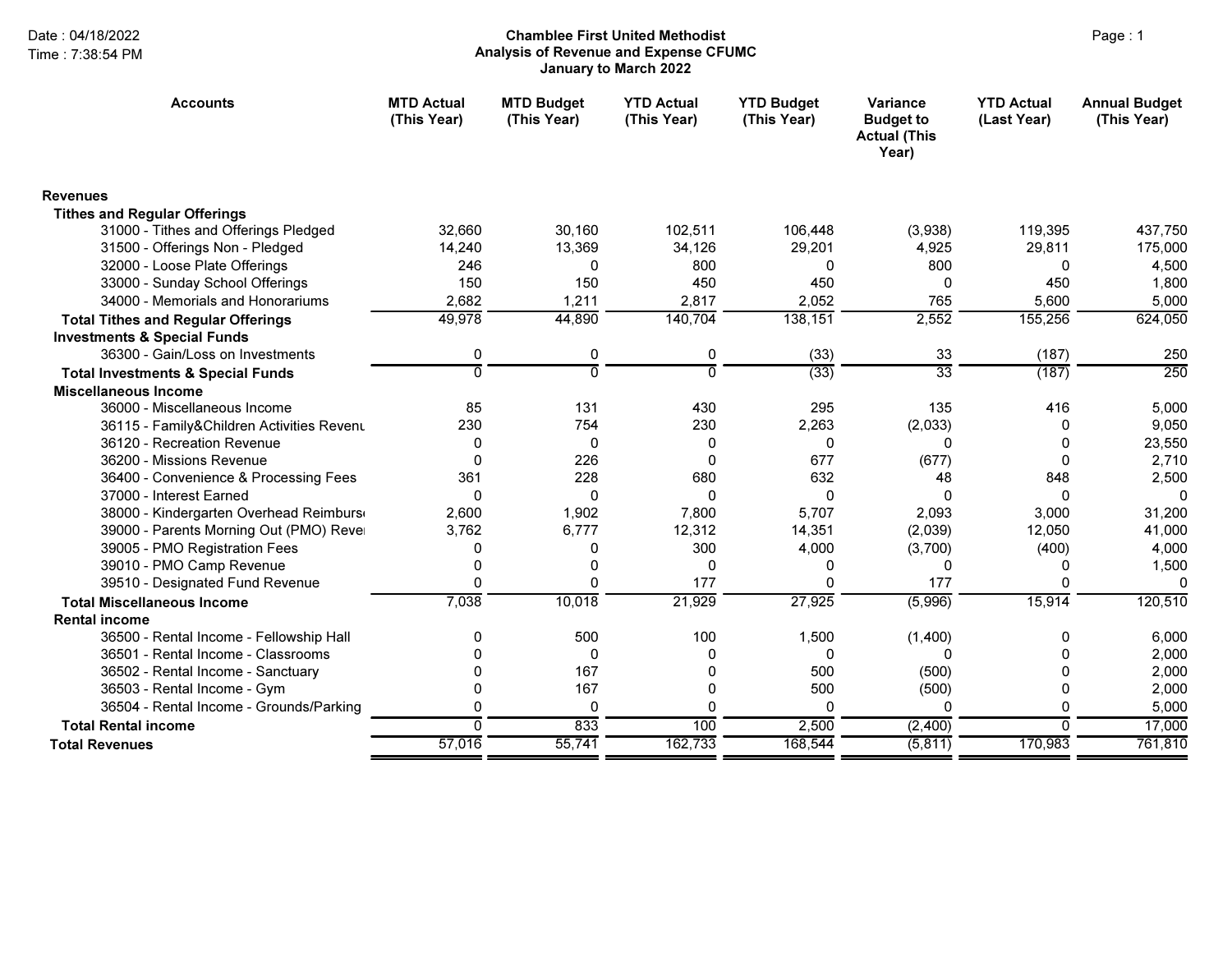# Chamblee First United Methodist
## Analysis of Revenue and Expense CFUMC
### January to March 2022

Date : 04/18/2022
Time : 7:38:54 PM

| Accounts | MTD Actual (This Year) | MTD Budget (This Year) | YTD Actual (This Year) | YTD Budget (This Year) | Variance Budget to Actual (This Year) | YTD Actual (Last Year) | Annual Budget (This Year) |
|---|---|---|---|---|---|---|---|
| **Revenues** | | | | | | | |
| **Tithes and Regular Offerings** | | | | | | | |
| 31000 - Tithes and Offerings Pledged | 32,660 | 30,160 | 102,511 | 106,448 | (3,938) | 119,395 | 437,750 |
| 31500 - Offerings Non - Pledged | 14,240 | 13,369 | 34,126 | 29,201 | 4,925 | 29,811 | 175,000 |
| 32000 - Loose Plate Offerings | 246 | 0 | 800 | 0 | 800 | 0 | 4,500 |
| 33000 - Sunday School Offerings | 150 | 150 | 450 | 450 | 0 | 450 | 1,800 |
| 34000 - Memorials and Honorariums | 2,682 | 1,211 | 2,817 | 2,052 | 765 | 5,600 | 5,000 |
| **Total Tithes and Regular Offerings** | 49,978 | 44,890 | 140,704 | 138,151 | 2,552 | 155,256 | 624,050 |
| **Investments & Special Funds** | | | | | | | |
| 36300 - Gain/Loss on Investments | 0 | 0 | 0 | (33) | 33 | (187) | 250 |
| **Total Investments & Special Funds** | 0 | 0 | 0 | (33) | 33 | (187) | 250 |
| **Miscellaneous Income** | | | | | | | |
| 36000 - Miscellaneous Income | 85 | 131 | 430 | 295 | 135 | 416 | 5,000 |
| 36115 - Family&Children Activities Revenu | 230 | 754 | 230 | 2,263 | (2,033) | 0 | 9,050 |
| 36120 - Recreation Revenue | 0 | 0 | 0 | 0 | 0 | 0 | 23,550 |
| 36200 - Missions Revenue | 0 | 226 | 0 | 677 | (677) | 0 | 2,710 |
| 36400 - Convenience & Processing Fees | 361 | 228 | 680 | 632 | 48 | 848 | 2,500 |
| 37000 - Interest Earned | 0 | 0 | 0 | 0 | 0 | 0 | 0 |
| 38000 - Kindergarten Overhead Reimburs | 2,600 | 1,902 | 7,800 | 5,707 | 2,093 | 3,000 | 31,200 |
| 39000 - Parents Morning Out (PMO) Reve | 3,762 | 6,777 | 12,312 | 14,351 | (2,039) | 12,050 | 41,000 |
| 39005 - PMO Registration Fees | 0 | 0 | 300 | 4,000 | (3,700) | (400) | 4,000 |
| 39010 - PMO Camp Revenue | 0 | 0 | 0 | 0 | 0 | 0 | 1,500 |
| 39510 - Designated Fund Revenue | 0 | 0 | 177 | 0 | 177 | 0 | 0 |
| **Total Miscellaneous Income** | 7,038 | 10,018 | 21,929 | 27,925 | (5,996) | 15,914 | 120,510 |
| **Rental income** | | | | | | | |
| 36500 - Rental Income - Fellowship Hall | 0 | 500 | 100 | 1,500 | (1,400) | 0 | 6,000 |
| 36501 - Rental Income - Classrooms | 0 | 0 | 0 | 0 | 0 | 0 | 2,000 |
| 36502 - Rental Income - Sanctuary | 0 | 167 | 0 | 500 | (500) | 0 | 2,000 |
| 36503 - Rental Income - Gym | 0 | 167 | 0 | 500 | (500) | 0 | 2,000 |
| 36504 - Rental Income - Grounds/Parking | 0 | 0 | 0 | 0 | 0 | 0 | 5,000 |
| **Total Rental income** | 0 | 833 | 100 | 2,500 | (2,400) | 0 | 17,000 |
| **Total Revenues** | 57,016 | 55,741 | 162,733 | 168,544 | (5,811) | 170,983 | 761,810 |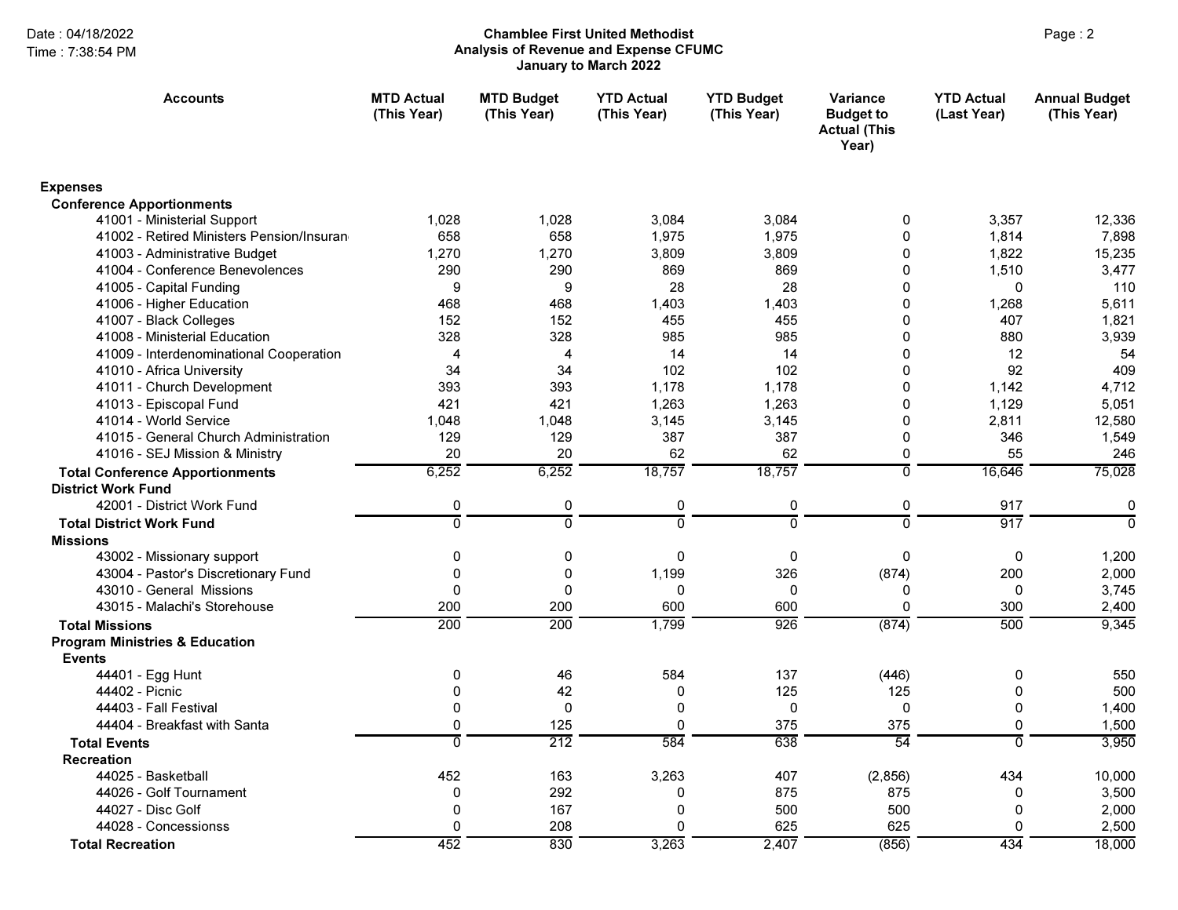Chamblee First United Methodist
Analysis of Revenue and Expense CFUMC
January to March 2022

Date : 04/18/2022
Time : 7:38:54 PM

| Accounts | MTD Actual (This Year) | MTD Budget (This Year) | YTD Actual (This Year) | YTD Budget (This Year) | Variance Budget to Actual (This Year) | YTD Actual (Last Year) | Annual Budget (This Year) |
|---|---|---|---|---|---|---|---|
| **Expenses** | | | | | | | |
| **Conference Apportionments** | | | | | | | |
| 41001 - Ministerial Support | 1,028 | 1,028 | 3,084 | 3,084 | 0 | 3,357 | 12,336 |
| 41002 - Retired Ministers Pension/Insuran | 658 | 658 | 1,975 | 1,975 | 0 | 1,814 | 7,898 |
| 41003 - Administrative Budget | 1,270 | 1,270 | 3,809 | 3,809 | 0 | 1,822 | 15,235 |
| 41004 - Conference Benevolences | 290 | 290 | 869 | 869 | 0 | 1,510 | 3,477 |
| 41005 - Capital Funding | 9 | 9 | 28 | 28 | 0 | 0 | 110 |
| 41006 - Higher Education | 468 | 468 | 1,403 | 1,403 | 0 | 1,268 | 5,611 |
| 41007 - Black Colleges | 152 | 152 | 455 | 455 | 0 | 407 | 1,821 |
| 41008 - Ministerial Education | 328 | 328 | 985 | 985 | 0 | 880 | 3,939 |
| 41009 - Interdenominational Cooperation | 4 | 4 | 14 | 14 | 0 | 12 | 54 |
| 41010 - Africa University | 34 | 34 | 102 | 102 | 0 | 92 | 409 |
| 41011 - Church Development | 393 | 393 | 1,178 | 1,178 | 0 | 1,142 | 4,712 |
| 41013 - Episcopal Fund | 421 | 421 | 1,263 | 1,263 | 0 | 1,129 | 5,051 |
| 41014 - World Service | 1,048 | 1,048 | 3,145 | 3,145 | 0 | 2,811 | 12,580 |
| 41015 - General Church Administration | 129 | 129 | 387 | 387 | 0 | 346 | 1,549 |
| 41016 - SEJ Mission & Ministry | 20 | 20 | 62 | 62 | 0 | 55 | 246 |
| **Total Conference Apportionments** | 6,252 | 6,252 | 18,757 | 18,757 | 0 | 16,646 | 75,028 |
| **District Work Fund** | | | | | | | |
| 42001 - District Work Fund | 0 | 0 | 0 | 0 | 0 | 917 | 0 |
| **Total District Work Fund** | 0 | 0 | 0 | 0 | 0 | 917 | 0 |
| **Missions** | | | | | | | |
| 43002 - Missionary support | 0 | 0 | 0 | 0 | 0 | 0 | 1,200 |
| 43004 - Pastor's Discretionary Fund | 0 | 0 | 1,199 | 326 | (874) | 200 | 2,000 |
| 43010 - General Missions | 0 | 0 | 0 | 0 | 0 | 0 | 3,745 |
| 43015 - Malachi's Storehouse | 200 | 200 | 600 | 600 | 0 | 300 | 2,400 |
| **Total Missions** | 200 | 200 | 1,799 | 926 | (874) | 500 | 9,345 |
| **Program Ministries & Education** | | | | | | | |
| **Events** | | | | | | | |
| 44401 - Egg Hunt | 0 | 46 | 584 | 137 | (446) | 0 | 550 |
| 44402 - Picnic | 0 | 42 | 0 | 125 | 125 | 0 | 500 |
| 44403 - Fall Festival | 0 | 0 | 0 | 0 | 0 | 0 | 1,400 |
| 44404 - Breakfast with Santa | 0 | 125 | 0 | 375 | 375 | 0 | 1,500 |
| **Total Events** | 0 | 212 | 584 | 638 | 54 | 0 | 3,950 |
| **Recreation** | | | | | | | |
| 44025 - Basketball | 452 | 163 | 3,263 | 407 | (2,856) | 434 | 10,000 |
| 44026 - Golf Tournament | 0 | 292 | 0 | 875 | 875 | 0 | 3,500 |
| 44027 - Disc Golf | 0 | 167 | 0 | 500 | 500 | 0 | 2,000 |
| 44028 - Concessionss | 0 | 208 | 0 | 625 | 625 | 0 | 2,500 |
| **Total Recreation** | 452 | 830 | 3,263 | 2,407 | (856) | 434 | 18,000 |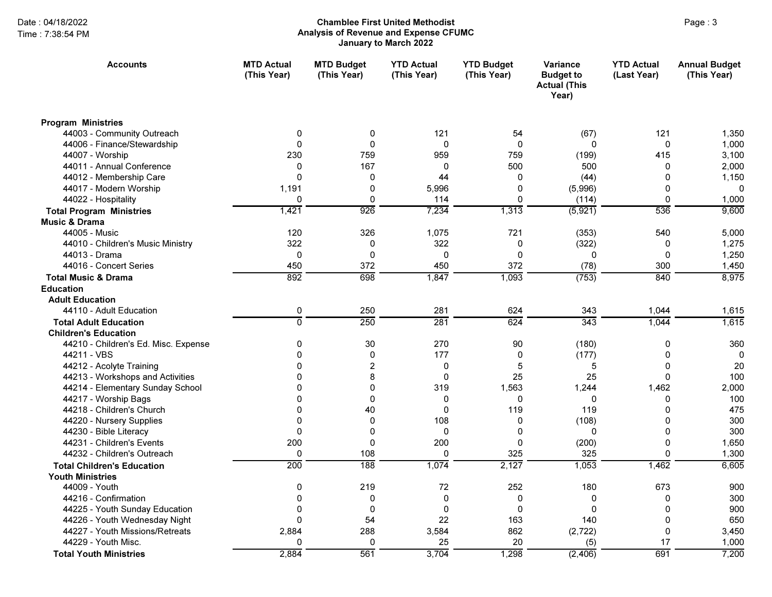# Chamblee First United Methodist

## Analysis of Revenue and Expense CFUMC

### January to March 2022

Date : 04/18/2022
Time : 7:38:54 PM

| Accounts | MTD Actual (This Year) | MTD Budget (This Year) | YTD Actual (This Year) | YTD Budget (This Year) | Variance Budget to Actual (This Year) | YTD Actual (Last Year) | Annual Budget (This Year) |
|---|---|---|---|---|---|---|---|
| **Program Ministries** | | | | | | | |
| 44003 - Community Outreach | 0 | 0 | 121 | 54 | (67) | 121 | 1,350 |
| 44006 - Finance/Stewardship | 0 | 0 | 0 | 0 | 0 | 0 | 1,000 |
| 44007 - Worship | 230 | 759 | 959 | 759 | (199) | 415 | 3,100 |
| 44011 - Annual Conference | 0 | 167 | 0 | 500 | 500 | 0 | 2,000 |
| 44012 - Membership Care | 0 | 0 | 44 | 0 | (44) | 0 | 1,150 |
| 44017 - Modern Worship | 1,191 | 0 | 5,996 | 0 | (5,996) | 0 | 0 |
| 44022 - Hospitality | 0 | 0 | 114 | 0 | (114) | 0 | 1,000 |
| **Total Program Ministries** | 1,421 | 926 | 7,234 | 1,313 | (5,921) | 536 | 9,600 |
| **Music & Drama** | | | | | | | |
| 44005 - Music | 120 | 326 | 1,075 | 721 | (353) | 540 | 5,000 |
| 44010 - Children's Music Ministry | 322 | 0 | 322 | 0 | (322) | 0 | 1,275 |
| 44013 - Drama | 0 | 0 | 0 | 0 | 0 | 0 | 1,250 |
| 44016 - Concert Series | 450 | 372 | 450 | 372 | (78) | 300 | 1,450 |
| **Total Music & Drama** | 892 | 698 | 1,847 | 1,093 | (753) | 840 | 8,975 |
| **Education** | | | | | | | |
| **Adult Education** | | | | | | | |
| 44110 - Adult Education | 0 | 250 | 281 | 624 | 343 | 1,044 | 1,615 |
| **Total Adult Education** | 0 | 250 | 281 | 624 | 343 | 1,044 | 1,615 |
| **Children's Education** | | | | | | | |
| 44210 - Children's Ed. Misc. Expense | 0 | 30 | 270 | 90 | (180) | 0 | 360 |
| 44211 - VBS | 0 | 0 | 177 | 0 | (177) | 0 | 0 |
| 44212 - Acolyte Training | 0 | 2 | 0 | 5 | 5 | 0 | 20 |
| 44213 - Workshops and Activities | 0 | 8 | 0 | 25 | 25 | 0 | 100 |
| 44214 - Elementary Sunday School | 0 | 0 | 319 | 1,563 | 1,244 | 1,462 | 2,000 |
| 44217 - Worship Bags | 0 | 0 | 0 | 0 | 0 | 0 | 100 |
| 44218 - Children's Church | 0 | 40 | 0 | 119 | 119 | 0 | 475 |
| 44220 - Nursery Supplies | 0 | 0 | 108 | 0 | (108) | 0 | 300 |
| 44230 - Bible Literacy | 0 | 0 | 0 | 0 | 0 | 0 | 300 |
| 44231 - Children's Events | 200 | 0 | 200 | 0 | (200) | 0 | 1,650 |
| 44232 - Children's Outreach | 0 | 108 | 0 | 325 | 325 | 0 | 1,300 |
| **Total Children's Education** | 200 | 188 | 1,074 | 2,127 | 1,053 | 1,462 | 6,605 |
| **Youth Ministries** | | | | | | | |
| 44009 - Youth | 0 | 219 | 72 | 252 | 180 | 673 | 900 |
| 44216 - Confirmation | 0 | 0 | 0 | 0 | 0 | 0 | 300 |
| 44225 - Youth Sunday Education | 0 | 0 | 0 | 0 | 0 | 0 | 900 |
| 44226 - Youth Wednesday Night | 0 | 54 | 22 | 163 | 140 | 0 | 650 |
| 44227 - Youth Missions/Retreats | 2,884 | 288 | 3,584 | 862 | (2,722) | 0 | 3,450 |
| 44229 - Youth Misc. | 0 | 0 | 25 | 20 | (5) | 17 | 1,000 |
| **Total Youth Ministries** | 2,884 | 561 | 3,704 | 1,298 | (2,406) | 691 | 7,200 |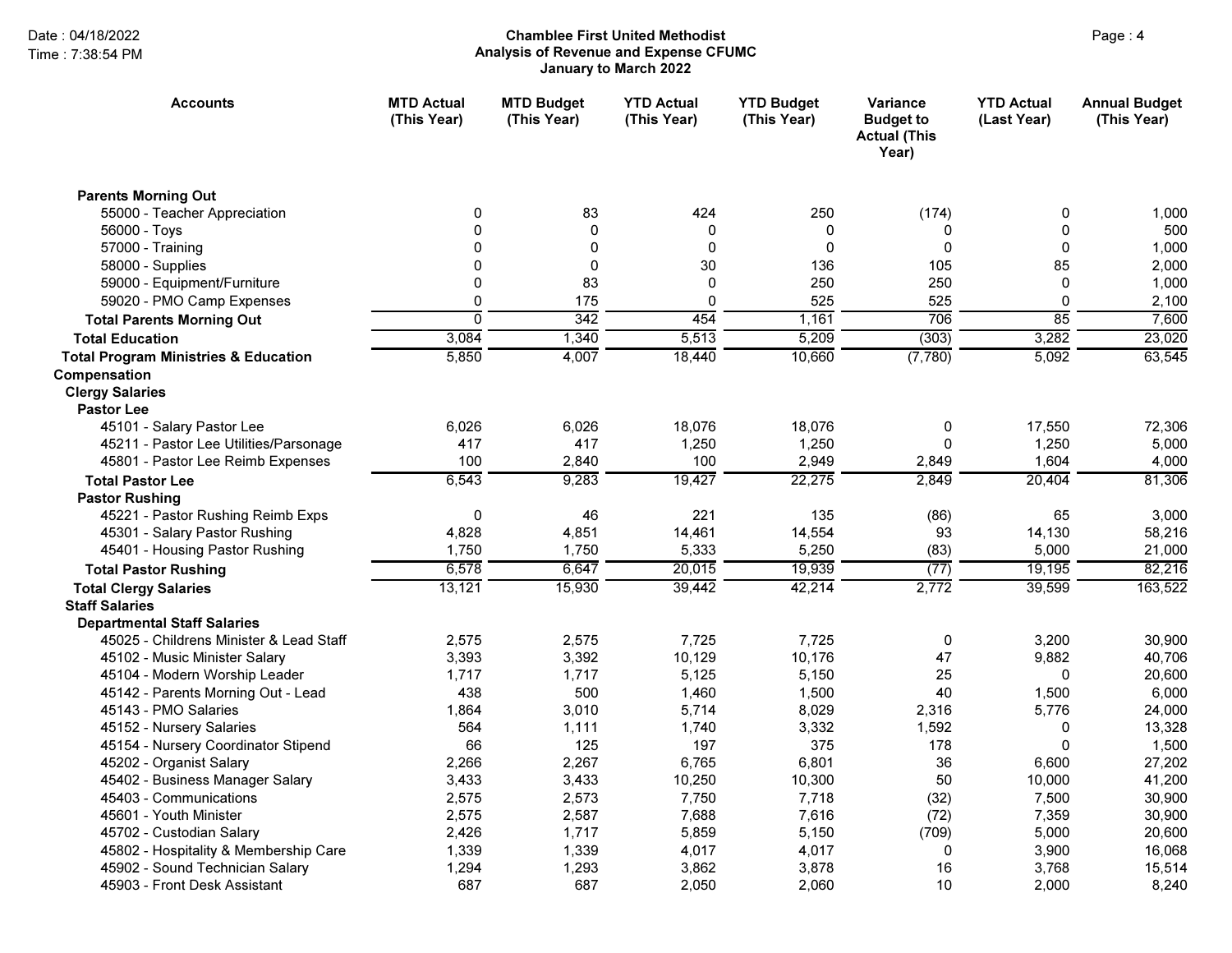**Chamblee First United Methodist**
**Analysis of Revenue and Expense CFUMC**
**January to March 2022**

Date : 04/18/2022
Time : 7:38:54 PM

| Accounts | MTD Actual (This Year) | MTD Budget (This Year) | YTD Actual (This Year) | YTD Budget (This Year) | Variance Budget to Actual (This Year) | YTD Actual (Last Year) | Annual Budget (This Year) |
|---|---|---|---|---|---|---|---|
| **Parents Morning Out** | | | | | | | |
| 55000 - Teacher Appreciation | 0 | 83 | 424 | 250 | (174) | 0 | 1,000 |
| 56000 - Toys | 0 | 0 | 0 | 0 | 0 | 0 | 500 |
| 57000 - Training | 0 | 0 | 0 | 0 | 0 | 0 | 1,000 |
| 58000 - Supplies | 0 | 0 | 30 | 136 | 105 | 85 | 2,000 |
| 59000 - Equipment/Furniture | 0 | 83 | 0 | 250 | 250 | 0 | 1,000 |
| 59020 - PMO Camp Expenses | 0 | 175 | 0 | 525 | 525 | 0 | 2,100 |
| **Total Parents Morning Out** | 0 | 342 | 454 | 1,161 | 706 | 85 | 7,600 |
| **Total Education** | 3,084 | 1,340 | 5,513 | 5,209 | (303) | 3,282 | 23,020 |
| **Total Program Ministries & Education** | 5,850 | 4,007 | 18,440 | 10,660 | (7,780) | 5,092 | 63,545 |
| **Compensation** | | | | | | | |
| **Clergy Salaries** | | | | | | | |
| **Pastor Lee** | | | | | | | |
| 45101 - Salary Pastor Lee | 6,026 | 6,026 | 18,076 | 18,076 | 0 | 17,550 | 72,306 |
| 45211 - Pastor Lee Utilities/Parsonage | 417 | 417 | 1,250 | 1,250 | 0 | 1,250 | 5,000 |
| 45801 - Pastor Lee Reimb Expenses | 100 | 2,840 | 100 | 2,949 | 2,849 | 1,604 | 4,000 |
| **Total Pastor Lee** | 6,543 | 9,283 | 19,427 | 22,275 | 2,849 | 20,404 | 81,306 |
| **Pastor Rushing** | | | | | | | |
| 45221 - Pastor Rushing Reimb Exps | 0 | 46 | 221 | 135 | (86) | 65 | 3,000 |
| 45301 - Salary Pastor Rushing | 4,828 | 4,851 | 14,461 | 14,554 | 93 | 14,130 | 58,216 |
| 45401 - Housing Pastor Rushing | 1,750 | 1,750 | 5,333 | 5,250 | (83) | 5,000 | 21,000 |
| **Total Pastor Rushing** | 6,578 | 6,647 | 20,015 | 19,939 | (77) | 19,195 | 82,216 |
| **Total Clergy Salaries** | 13,121 | 15,930 | 39,442 | 42,214 | 2,772 | 39,599 | 163,522 |
| **Staff Salaries** | | | | | | | |
| **Departmental Staff Salaries** | | | | | | | |
| 45025 - Childrens Minister & Lead Staff | 2,575 | 2,575 | 7,725 | 7,725 | 0 | 3,200 | 30,900 |
| 45102 - Music Minister Salary | 3,393 | 3,392 | 10,129 | 10,176 | 47 | 9,882 | 40,706 |
| 45104 - Modern Worship Leader | 1,717 | 1,717 | 5,125 | 5,150 | 25 | 0 | 20,600 |
| 45142 - Parents Morning Out - Lead | 438 | 500 | 1,460 | 1,500 | 40 | 1,500 | 6,000 |
| 45143 - PMO Salaries | 1,864 | 3,010 | 5,714 | 8,029 | 2,316 | 5,776 | 24,000 |
| 45152 - Nursery Salaries | 564 | 1,111 | 1,740 | 3,332 | 1,592 | 0 | 13,328 |
| 45154 - Nursery Coordinator Stipend | 66 | 125 | 197 | 375 | 178 | 0 | 1,500 |
| 45202 - Organist Salary | 2,266 | 2,267 | 6,765 | 6,801 | 36 | 6,600 | 27,202 |
| 45402 - Business Manager Salary | 3,433 | 3,433 | 10,250 | 10,300 | 50 | 10,000 | 41,200 |
| 45403 - Communications | 2,575 | 2,573 | 7,750 | 7,718 | (32) | 7,500 | 30,900 |
| 45601 - Youth Minister | 2,575 | 2,587 | 7,688 | 7,616 | (72) | 7,359 | 30,900 |
| 45702 - Custodian Salary | 2,426 | 1,717 | 5,859 | 5,150 | (709) | 5,000 | 20,600 |
| 45802 - Hospitality & Membership Care | 1,339 | 1,339 | 4,017 | 4,017 | 0 | 3,900 | 16,068 |
| 45902 - Sound Technician Salary | 1,294 | 1,293 | 3,862 | 3,878 | 16 | 3,768 | 15,514 |
| 45903 - Front Desk Assistant | 687 | 687 | 2,050 | 2,060 | 10 | 2,000 | 8,240 |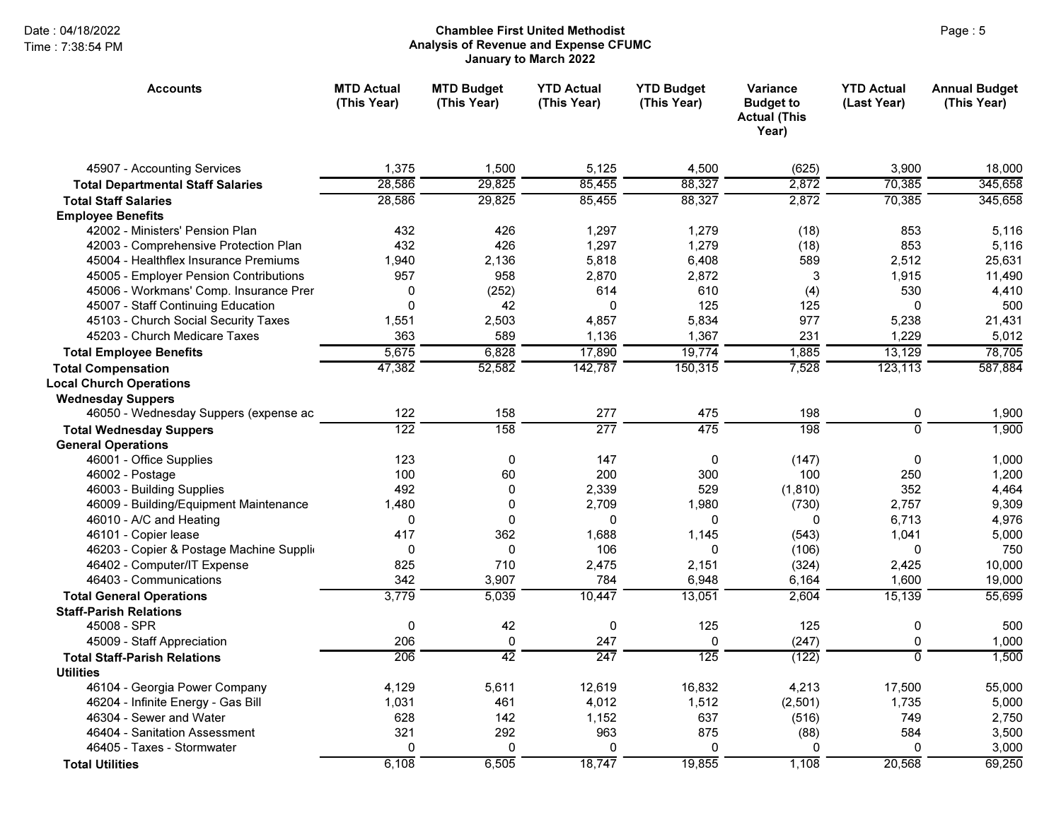**Chamblee First United Methodist**
**Analysis of Revenue and Expense CFUMC**
**January to March 2022**

Date : 04/18/2022
Time : 7:38:54 PM

| Accounts | MTD Actual (This Year) | MTD Budget (This Year) | YTD Actual (This Year) | YTD Budget (This Year) | Variance Budget to Actual (This Year) | YTD Actual (Last Year) | Annual Budget (This Year) |
|---|---|---|---|---|---|---|---|
| 45907 - Accounting Services | 1,375 | 1,500 | 5,125 | 4,500 | (625) | 3,900 | 18,000 |
| **Total Departmental Staff Salaries** | 28,586 | 29,825 | 85,455 | 88,327 | 2,872 | 70,385 | 345,658 |
| **Total Staff Salaries** | 28,586 | 29,825 | 85,455 | 88,327 | 2,872 | 70,385 | 345,658 |
| **Employee Benefits** | | | | | | | |
| 42002 - Ministers' Pension Plan | 432 | 426 | 1,297 | 1,279 | (18) | 853 | 5,116 |
| 42003 - Comprehensive Protection Plan | 432 | 426 | 1,297 | 1,279 | (18) | 853 | 5,116 |
| 45004 - Healthflex Insurance Premiums | 1,940 | 2,136 | 5,818 | 6,408 | 589 | 2,512 | 25,631 |
| 45005 - Employer Pension Contributions | 957 | 958 | 2,870 | 2,872 | 3 | 1,915 | 11,490 |
| 45006 - Workmans' Comp. Insurance Prer | 0 | (252) | 614 | 610 | (4) | 530 | 4,410 |
| 45007 - Staff Continuing Education | 0 | 42 | 0 | 125 | 125 | 0 | 500 |
| 45103 - Church Social Security Taxes | 1,551 | 2,503 | 4,857 | 5,834 | 977 | 5,238 | 21,431 |
| 45203 - Church Medicare Taxes | 363 | 589 | 1,136 | 1,367 | 231 | 1,229 | 5,012 |
| **Total Employee Benefits** | 5,675 | 6,828 | 17,890 | 19,774 | 1,885 | 13,129 | 78,705 |
| **Total Compensation** | 47,382 | 52,582 | 142,787 | 150,315 | 7,528 | 123,113 | 587,884 |
| **Local Church Operations** | | | | | | | |
| **Wednesday Suppers** | | | | | | | |
| 46050 - Wednesday Suppers (expense ac | 122 | 158 | 277 | 475 | 198 | 0 | 1,900 |
| **Total Wednesday Suppers** | 122 | 158 | 277 | 475 | 198 | 0 | 1,900 |
| **General Operations** | | | | | | | |
| 46001 - Office Supplies | 123 | 0 | 147 | 0 | (147) | 0 | 1,000 |
| 46002 - Postage | 100 | 60 | 200 | 300 | 100 | 250 | 1,200 |
| 46003 - Building Supplies | 492 | 0 | 2,339 | 529 | (1,810) | 352 | 4,464 |
| 46009 - Building/Equipment Maintenance | 1,480 | 0 | 2,709 | 1,980 | (730) | 2,757 | 9,309 |
| 46010 - A/C and Heating | 0 | 0 | 0 | 0 | 0 | 6,713 | 4,976 |
| 46101 - Copier lease | 417 | 362 | 1,688 | 1,145 | (543) | 1,041 | 5,000 |
| 46203 - Copier & Postage Machine Suppli | 0 | 0 | 106 | 0 | (106) | 0 | 750 |
| 46402 - Computer/IT Expense | 825 | 710 | 2,475 | 2,151 | (324) | 2,425 | 10,000 |
| 46403 - Communications | 342 | 3,907 | 784 | 6,948 | 6,164 | 1,600 | 19,000 |
| **Total General Operations** | 3,779 | 5,039 | 10,447 | 13,051 | 2,604 | 15,139 | 55,699 |
| **Staff-Parish Relations** | | | | | | | |
| 45008 - SPR | 0 | 42 | 0 | 125 | 125 | 0 | 500 |
| 45009 - Staff Appreciation | 206 | 0 | 247 | 0 | (247) | 0 | 1,000 |
| **Total Staff-Parish Relations** | 206 | 42 | 247 | 125 | (122) | 0 | 1,500 |
| **Utilities** | | | | | | | |
| 46104 - Georgia Power Company | 4,129 | 5,611 | 12,619 | 16,832 | 4,213 | 17,500 | 55,000 |
| 46204 - Infinite Energy - Gas Bill | 1,031 | 461 | 4,012 | 1,512 | (2,501) | 1,735 | 5,000 |
| 46304 - Sewer and Water | 628 | 142 | 1,152 | 637 | (516) | 749 | 2,750 |
| 46404 - Sanitation Assessment | 321 | 292 | 963 | 875 | (88) | 584 | 3,500 |
| 46405 - Taxes - Stormwater | 0 | 0 | 0 | 0 | 0 | 0 | 3,000 |
| **Total Utilities** | 6,108 | 6,505 | 18,747 | 19,855 | 1,108 | 20,568 | 69,250 |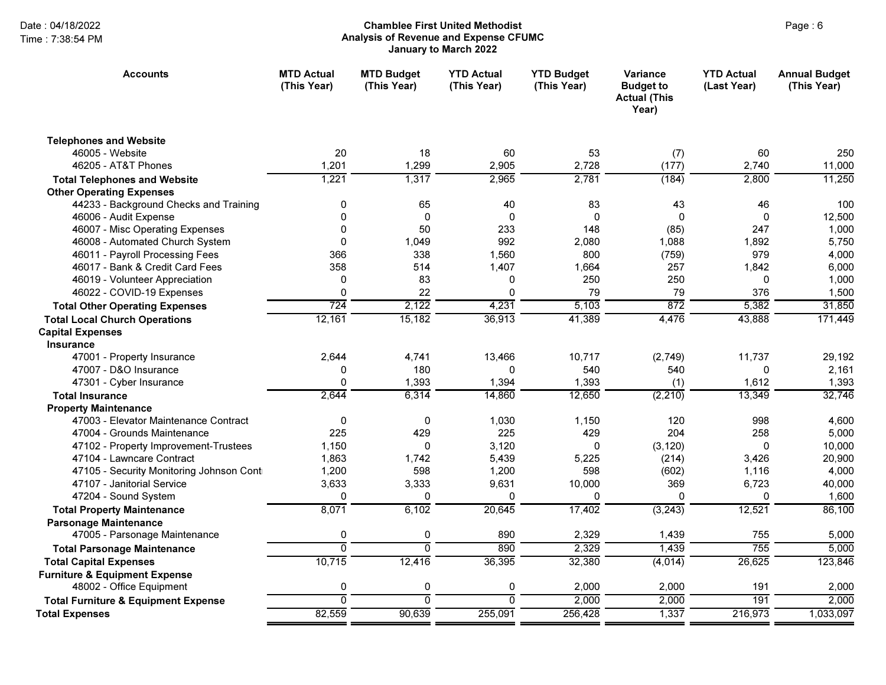**Chamblee First United Methodist**
**Analysis of Revenue and Expense CFUMC**
**January to March 2022**

Date : 04/18/2022
Time : 7:38:54 PM

| Accounts | MTD Actual (This Year) | MTD Budget (This Year) | YTD Actual (This Year) | YTD Budget (This Year) | Variance Budget to Actual (This Year) | YTD Actual (Last Year) | Annual Budget (This Year) |
|---|---|---|---|---|---|---|---|
| **Telephones and Website** | | | | | | | |
| 46005 - Website | 20 | 18 | 60 | 53 | (7) | 60 | 250 |
| 46205 - AT&T Phones | 1,201 | 1,299 | 2,905 | 2,728 | (177) | 2,740 | 11,000 |
| **Total Telephones and Website** | 1,221 | 1,317 | 2,965 | 2,781 | (184) | 2,800 | 11,250 |
| **Other Operating Expenses** | | | | | | | |
| 44233 - Background Checks and Training | 0 | 65 | 40 | 83 | 43 | 46 | 100 |
| 46006 - Audit Expense | 0 | 0 | 0 | 0 | 0 | 0 | 12,500 |
| 46007 - Misc Operating Expenses | 0 | 50 | 233 | 148 | (85) | 247 | 1,000 |
| 46008 - Automated Church System | 0 | 1,049 | 992 | 2,080 | 1,088 | 1,892 | 5,750 |
| 46011 - Payroll Processing Fees | 366 | 338 | 1,560 | 800 | (759) | 979 | 4,000 |
| 46017 - Bank & Credit Card Fees | 358 | 514 | 1,407 | 1,664 | 257 | 1,842 | 6,000 |
| 46019 - Volunteer Appreciation | 0 | 83 | 0 | 250 | 250 | 0 | 1,000 |
| 46022 - COVID-19 Expenses | 0 | 22 | 0 | 79 | 79 | 376 | 1,500 |
| **Total Other Operating Expenses** | 724 | 2,122 | 4,231 | 5,103 | 872 | 5,382 | 31,850 |
| **Total Local Church Operations** | 12,161 | 15,182 | 36,913 | 41,389 | 4,476 | 43,888 | 171,449 |
| **Capital Expenses** | | | | | | | |
| **Insurance** | | | | | | | |
| 47001 - Property Insurance | 2,644 | 4,741 | 13,466 | 10,717 | (2,749) | 11,737 | 29,192 |
| 47007 - D&O Insurance | 0 | 180 | 0 | 540 | 540 | 0 | 2,161 |
| 47301 - Cyber Insurance | 0 | 1,393 | 1,394 | 1,393 | (1) | 1,612 | 1,393 |
| **Total Insurance** | 2,644 | 6,314 | 14,860 | 12,650 | (2,210) | 13,349 | 32,746 |
| **Property Maintenance** | | | | | | | |
| 47003 - Elevator Maintenance Contract | 0 | 0 | 1,030 | 1,150 | 120 | 998 | 4,600 |
| 47004 - Grounds Maintenance | 225 | 429 | 225 | 429 | 204 | 258 | 5,000 |
| 47102 - Property Improvement-Trustees | 1,150 | 0 | 3,120 | 0 | (3,120) | 0 | 10,000 |
| 47104 - Lawncare Contract | 1,863 | 1,742 | 5,439 | 5,225 | (214) | 3,426 | 20,900 |
| 47105 - Security Monitoring Johnson Cont | 1,200 | 598 | 1,200 | 598 | (602) | 1,116 | 4,000 |
| 47107 - Janitorial Service | 3,633 | 3,333 | 9,631 | 10,000 | 369 | 6,723 | 40,000 |
| 47204 - Sound System | 0 | 0 | 0 | 0 | 0 | 0 | 1,600 |
| **Total Property Maintenance** | 8,071 | 6,102 | 20,645 | 17,402 | (3,243) | 12,521 | 86,100 |
| **Parsonage Maintenance** | | | | | | | |
| 47005 - Parsonage Maintenance | 0 | 0 | 890 | 2,329 | 1,439 | 755 | 5,000 |
| **Total Parsonage Maintenance** | 0 | 0 | 890 | 2,329 | 1,439 | 755 | 5,000 |
| **Total Capital Expenses** | 10,715 | 12,416 | 36,395 | 32,380 | (4,014) | 26,625 | 123,846 |
| **Furniture & Equipment Expense** | | | | | | | |
| 48002 - Office Equipment | 0 | 0 | 0 | 2,000 | 2,000 | 191 | 2,000 |
| **Total Furniture & Equipment Expense** | 0 | 0 | 0 | 2,000 | 2,000 | 191 | 2,000 |
| **Total Expenses** | 82,559 | 90,639 | 255,091 | 256,428 | 1,337 | 216,973 | 1,033,097 |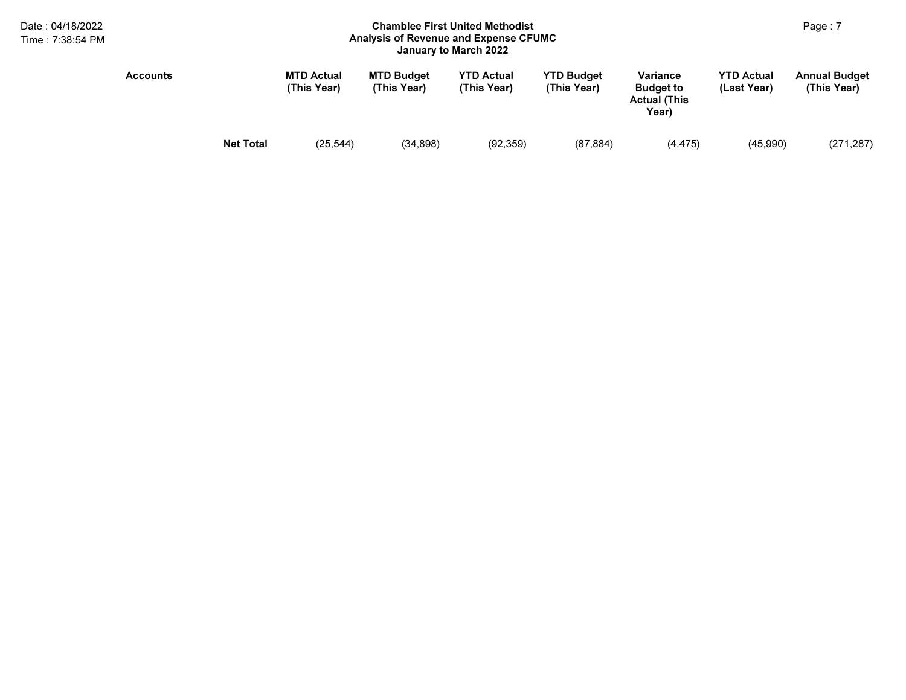| Accounts | | MTD Actual (This Year) | MTD Budget (This Year) | YTD Actual (This Year) | YTD Budget (This Year) | Variance Budget to Actual (This Year) | YTD Actual (Last Year) | Annual Budget (This Year) |
|---|---|---|---|---|---|---|---|---|
| | **Net Total** | (25,544) | (34,898) | (92,359) | (87,884) | (4,475) | (45,990) | (271,287) |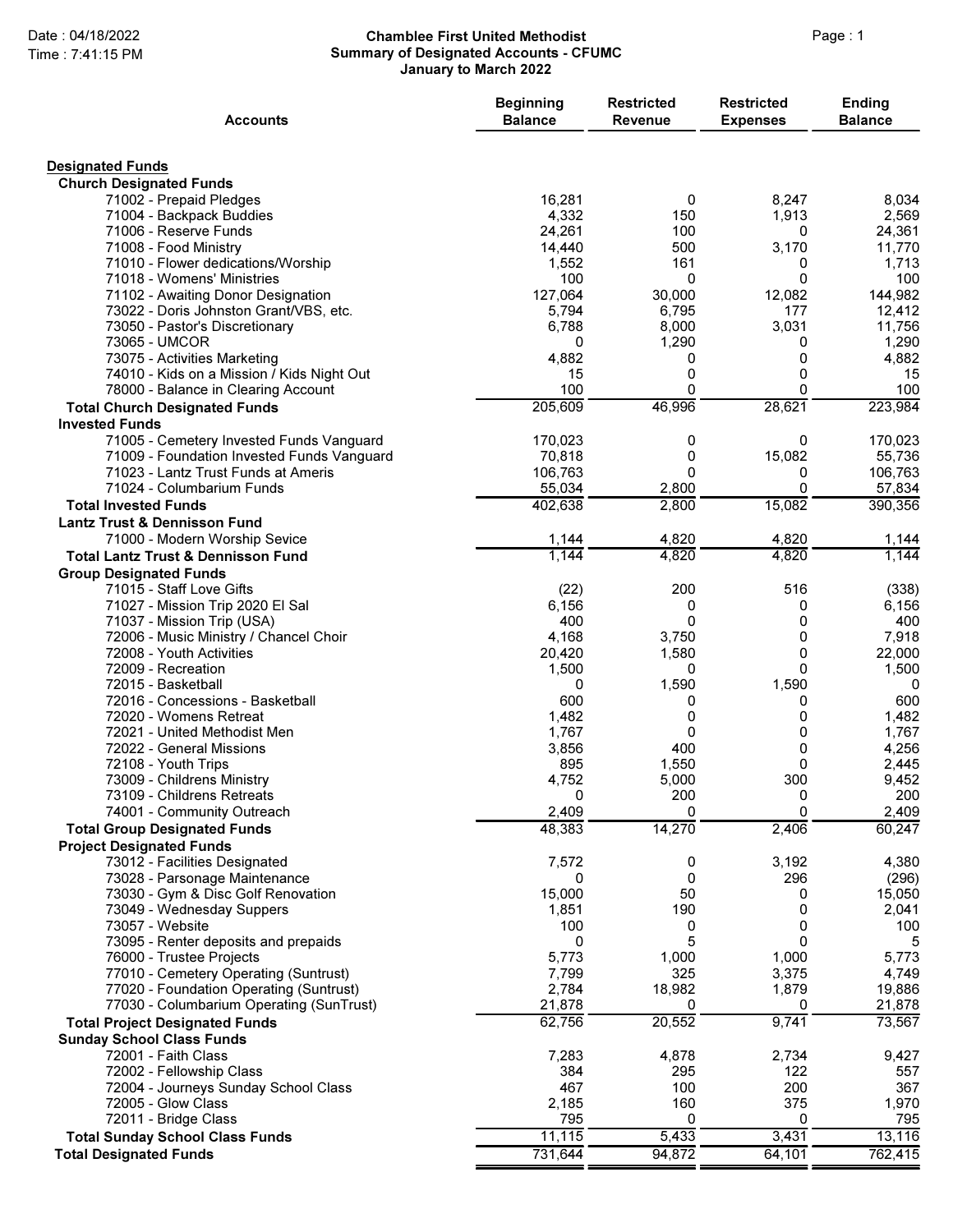**Chamblee First United Methodist**
**Summary of Designated Accounts - CFUMC**
**January to March 2022**

Date : 04/18/2022
Time : 7:41:15 PM

| Accounts | Beginning Balance | Restricted Revenue | Restricted Expenses | Ending Balance |
|---|---|---|---|---|
| **Designated Funds** | | | | |
| **Church Designated Funds** | | | | |
| 71002 - Prepaid Pledges | 16,281 | 0 | 8,247 | 8,034 |
| 71004 - Backpack Buddies | 4,332 | 150 | 1,913 | 2,569 |
| 71006 - Reserve Funds | 24,261 | 100 | 0 | 24,361 |
| 71008 - Food Ministry | 14,440 | 500 | 3,170 | 11,770 |
| 71010 - Flower dedications/Worship | 1,552 | 161 | 0 | 1,713 |
| 71018 - Womens' Ministries | 100 | 0 | 0 | 100 |
| 71102 - Awaiting Donor Designation | 127,064 | 30,000 | 12,082 | 144,982 |
| 73022 - Doris Johnston Grant/VBS, etc. | 5,794 | 6,795 | 177 | 12,412 |
| 73050 - Pastor's Discretionary | 6,788 | 8,000 | 3,031 | 11,756 |
| 73065 - UMCOR | 0 | 1,290 | 0 | 1,290 |
| 73075 - Activities Marketing | 4,882 | 0 | 0 | 4,882 |
| 74010 - Kids on a Mission / Kids Night Out | 15 | 0 | 0 | 15 |
| 78000 - Balance in Clearing Account | 100 | 0 | 0 | 100 |
| **Total Church Designated Funds** | 205,609 | 46,996 | 28,621 | 223,984 |
| **Invested Funds** | | | | |
| 71005 - Cemetery Invested Funds Vanguard | 170,023 | 0 | 0 | 170,023 |
| 71009 - Foundation Invested Funds Vanguard | 70,818 | 0 | 15,082 | 55,736 |
| 71023 - Lantz Trust Funds at Ameris | 106,763 | 0 | 0 | 106,763 |
| 71024 - Columbarium Funds | 55,034 | 2,800 | 0 | 57,834 |
| **Total Invested Funds** | 402,638 | 2,800 | 15,082 | 390,356 |
| **Lantz Trust & Dennisson Fund** | | | | |
| 71000 - Modern Worship Sevice | 1,144 | 4,820 | 4,820 | 1,144 |
| **Total Lantz Trust & Dennisson Fund** | 1,144 | 4,820 | 4,820 | 1,144 |
| **Group Designated Funds** | | | | |
| 71015 - Staff Love Gifts | (22) | 200 | 516 | (338) |
| 71027 - Mission Trip 2020 El Sal | 6,156 | 0 | 0 | 6,156 |
| 71037 - Mission Trip (USA) | 400 | 0 | 0 | 400 |
| 72006 - Music Ministry / Chancel Choir | 4,168 | 3,750 | 0 | 7,918 |
| 72008 - Youth Activities | 20,420 | 1,580 | 0 | 22,000 |
| 72009 - Recreation | 1,500 | 0 | 0 | 1,500 |
| 72015 - Basketball | 0 | 1,590 | 1,590 | 0 |
| 72016 - Concessions - Basketball | 600 | 0 | 0 | 600 |
| 72020 - Womens Retreat | 1,482 | 0 | 0 | 1,482 |
| 72021 - United Methodist Men | 1,767 | 0 | 0 | 1,767 |
| 72022 - General Missions | 3,856 | 400 | 0 | 4,256 |
| 72108 - Youth Trips | 895 | 1,550 | 0 | 2,445 |
| 73009 - Childrens Ministry | 4,752 | 5,000 | 300 | 9,452 |
| 73109 - Childrens Retreats | 0 | 200 | 0 | 200 |
| 74001 - Community Outreach | 2,409 | 0 | 0 | 2,409 |
| **Total Group Designated Funds** | 48,383 | 14,270 | 2,406 | 60,247 |
| **Project Designated Funds** | | | | |
| 73012 - Facilities Designated | 7,572 | 0 | 3,192 | 4,380 |
| 73028 - Parsonage Maintenance | 0 | 0 | 296 | (296) |
| 73030 - Gym & Disc Golf Renovation | 15,000 | 50 | 0 | 15,050 |
| 73049 - Wednesday Suppers | 1,851 | 190 | 0 | 2,041 |
| 73057 - Website | 100 | 0 | 0 | 100 |
| 73095 - Renter deposits and prepaids | 0 | 5 | 0 | 5 |
| 76000 - Trustee Projects | 5,773 | 1,000 | 1,000 | 5,773 |
| 77010 - Cemetery Operating (Suntrust) | 7,799 | 325 | 3,375 | 4,749 |
| 77020 - Foundation Operating (Suntrust) | 2,784 | 18,982 | 1,879 | 19,886 |
| 77030 - Columbarium Operating (SunTrust) | 21,878 | 0 | 0 | 21,878 |
| **Total Project Designated Funds** | 62,756 | 20,552 | 9,741 | 73,567 |
| **Sunday School Class Funds** | | | | |
| 72001 - Faith Class | 7,283 | 4,878 | 2,734 | 9,427 |
| 72002 - Fellowship Class | 384 | 295 | 122 | 557 |
| 72004 - Journeys Sunday School Class | 467 | 100 | 200 | 367 |
| 72005 - Glow Class | 2,185 | 160 | 375 | 1,970 |
| 72011 - Bridge Class | 795 | 0 | 0 | 795 |
| **Total Sunday School Class Funds** | 11,115 | 5,433 | 3,431 | 13,116 |
| **Total Designated Funds** | 731,644 | 94,872 | 64,101 | 762,415 |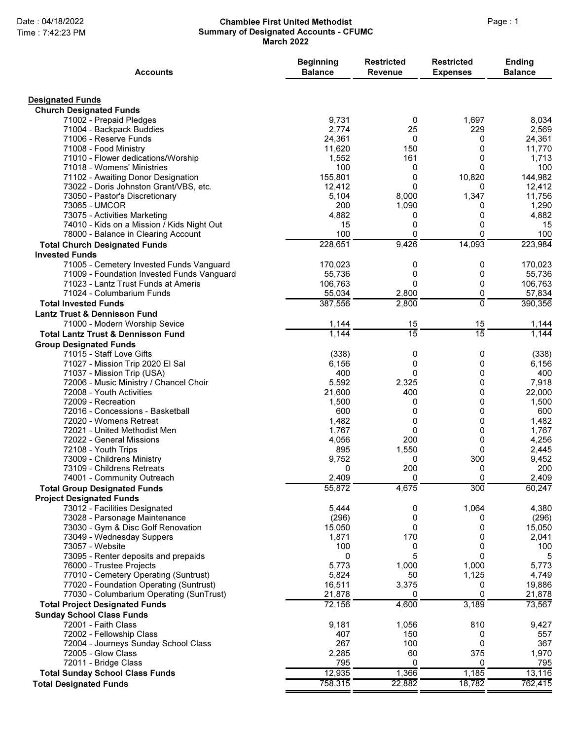Date : 04/18/2022
Time : 7:42:23 PM

# Chamblee First United Methodist
## Summary of Designated Accounts - CFUMC
### March 2022

| Accounts | Beginning Balance | Restricted Revenue | Restricted Expenses | Ending Balance |
|---|---|---|---|---|
| **Designated Funds** | | | | |
| **Church Designated Funds** | | | | |
| 71002 - Prepaid Pledges | 9,731 | 0 | 1,697 | 8,034 |
| 71004 - Backpack Buddies | 2,774 | 25 | 229 | 2,569 |
| 71006 - Reserve Funds | 24,361 | 0 | 0 | 24,361 |
| 71008 - Food Ministry | 11,620 | 150 | 0 | 11,770 |
| 71010 - Flower dedications/Worship | 1,552 | 161 | 0 | 1,713 |
| 71018 - Womens' Ministries | 100 | 0 | 0 | 100 |
| 71102 - Awaiting Donor Designation | 155,801 | 0 | 10,820 | 144,982 |
| 73022 - Doris Johnston Grant/VBS, etc. | 12,412 | 0 | 0 | 12,412 |
| 73050 - Pastor's Discretionary | 5,104 | 8,000 | 1,347 | 11,756 |
| 73065 - UMCOR | 200 | 1,090 | 0 | 1,290 |
| 73075 - Activities Marketing | 4,882 | 0 | 0 | 4,882 |
| 74010 - Kids on a Mission / Kids Night Out | 15 | 0 | 0 | 15 |
| 78000 - Balance in Clearing Account | 100 | 0 | 0 | 100 |
| **Total Church Designated Funds** | 228,651 | 9,426 | 14,093 | 223,984 |
| **Invested Funds** | | | | |
| 71005 - Cemetery Invested Funds Vanguard | 170,023 | 0 | 0 | 170,023 |
| 71009 - Foundation Invested Funds Vanguard | 55,736 | 0 | 0 | 55,736 |
| 71023 - Lantz Trust Funds at Ameris | 106,763 | 0 | 0 | 106,763 |
| 71024 - Columbarium Funds | 55,034 | 2,800 | 0 | 57,834 |
| **Total Invested Funds** | 387,556 | 2,800 | 0 | 390,356 |
| **Lantz Trust & Dennisson Fund** | | | | |
| 71000 - Modern Worship Sevice | 1,144 | 15 | 15 | 1,144 |
| **Total Lantz Trust & Dennisson Fund** | 1,144 | 15 | 15 | 1,144 |
| **Group Designated Funds** | | | | |
| 71015 - Staff Love Gifts | (338) | 0 | 0 | (338) |
| 71027 - Mission Trip 2020 El Sal | 6,156 | 0 | 0 | 6,156 |
| 71037 - Mission Trip (USA) | 400 | 0 | 0 | 400 |
| 72006 - Music Ministry / Chancel Choir | 5,592 | 2,325 | 0 | 7,918 |
| 72008 - Youth Activities | 21,600 | 400 | 0 | 22,000 |
| 72009 - Recreation | 1,500 | 0 | 0 | 1,500 |
| 72016 - Concessions - Basketball | 600 | 0 | 0 | 600 |
| 72020 - Womens Retreat | 1,482 | 0 | 0 | 1,482 |
| 72021 - United Methodist Men | 1,767 | 0 | 0 | 1,767 |
| 72022 - General Missions | 4,056 | 200 | 0 | 4,256 |
| 72108 - Youth Trips | 895 | 1,550 | 0 | 2,445 |
| 73009 - Childrens Ministry | 9,752 | 0 | 300 | 9,452 |
| 73109 - Childrens Retreats | 0 | 200 | 0 | 200 |
| 74001 - Community Outreach | 2,409 | 0 | 0 | 2,409 |
| **Total Group Designated Funds** | 55,872 | 4,675 | 300 | 60,247 |
| **Project Designated Funds** | | | | |
| 73012 - Facilities Designated | 5,444 | 0 | 1,064 | 4,380 |
| 73028 - Parsonage Maintenance | (296) | 0 | 0 | (296) |
| 73030 - Gym & Disc Golf Renovation | 15,050 | 0 | 0 | 15,050 |
| 73049 - Wednesday Suppers | 1,871 | 170 | 0 | 2,041 |
| 73057 - Website | 100 | 0 | 0 | 100 |
| 73095 - Renter deposits and prepaids | 0 | 5 | 0 | 5 |
| 76000 - Trustee Projects | 5,773 | 1,000 | 1,000 | 5,773 |
| 77010 - Cemetery Operating (Suntrust) | 5,824 | 50 | 1,125 | 4,749 |
| 77020 - Foundation Operating (Suntrust) | 16,511 | 3,375 | 0 | 19,886 |
| 77030 - Columbarium Operating (SunTrust) | 21,878 | 0 | 0 | 21,878 |
| **Total Project Designated Funds** | 72,156 | 4,600 | 3,189 | 73,567 |
| **Sunday School Class Funds** | | | | |
| 72001 - Faith Class | 9,181 | 1,056 | 810 | 9,427 |
| 72002 - Fellowship Class | 407 | 150 | 0 | 557 |
| 72004 - Journeys Sunday School Class | 267 | 100 | 0 | 367 |
| 72005 - Glow Class | 2,285 | 60 | 375 | 1,970 |
| 72011 - Bridge Class | 795 | 0 | 0 | 795 |
| **Total Sunday School Class Funds** | 12,935 | 1,366 | 1,185 | 13,116 |
| **Total Designated Funds** | 758,315 | 22,882 | 18,782 | 762,415 |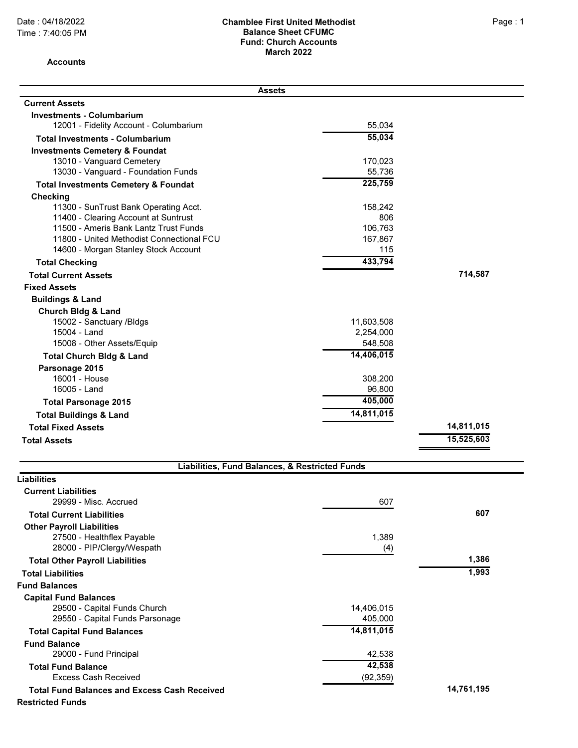**Chamblee First United Methodist**
**Balance Sheet CFUMC**
**Fund: Church Accounts**
**March 2022**

Date : 04/18/2022
Time : 7:40:05 PM

**Accounts**

| Assets | | |
|---|---|---|
| **Current Assets** | | |
| **Investments - Columbarium** | | |
| 12001 - Fidelity Account - Columbarium | 55,034 | |
| **Total Investments - Columbarium** | **55,034** | |
| **Investments Cemetery & Foundat** | | |
| 13010 - Vanguard Cemetery | 170,023 | |
| 13030 - Vanguard - Foundation Funds | 55,736 | |
| **Total Investments Cemetery & Foundat** | **225,759** | |
| **Checking** | | |
| 11300 - SunTrust Bank Operating Acct. | 158,242 | |
| 11400 - Clearing Account at Suntrust | 806 | |
| 11500 - Ameris Bank Lantz Trust Funds | 106,763 | |
| 11800 - United Methodist Connectional FCU | 167,867 | |
| 14600 - Morgan Stanley Stock Account | 115 | |
| **Total Checking** | **433,794** | |
| **Total Current Assets** | | **714,587** |
| **Fixed Assets** | | |
| **Buildings & Land** | | |
| **Church Bldg & Land** | | |
| 15002 - Sanctuary /Bldgs | 11,603,508 | |
| 15004 - Land | 2,254,000 | |
| 15008 - Other Assets/Equip | 548,508 | |
| **Total Church Bldg & Land** | **14,406,015** | |
| **Parsonage 2015** | | |
| 16001 - House | 308,200 | |
| 16005 - Land | 96,800 | |
| **Total Parsonage 2015** | **405,000** | |
| **Total Buildings & Land** | **14,811,015** | |
| **Total Fixed Assets** | | **14,811,015** |
| **Total Assets** | | **15,525,603** |

| Liabilities, Fund Balances, & Restricted Funds | | |
|---|---|---|
| **Liabilities** | | |
| **Current Liabilities** | | |
| 29999 - Misc. Accrued | 607 | |
| **Total Current Liabilities** | | **607** |
| **Other Payroll Liabilities** | | |
| 27500 - Healthflex Payable | 1,389 | |
| 28000 - PIP/Clergy/Wespath | (4) | |
| **Total Other Payroll Liabilities** | | **1,386** |
| **Total Liabilities** | | **1,993** |
| **Fund Balances** | | |
| **Capital Fund Balances** | | |
| 29500 - Capital Funds Church | 14,406,015 | |
| 29550 - Capital Funds Parsonage | 405,000 | |
| **Total Capital Fund Balances** | **14,811,015** | |
| **Fund Balance** | | |
| 29000 - Fund Principal | 42,538 | |
| **Total Fund Balance** | **42,538** | |
| Excess Cash Received | (92,359) | |
| **Total Fund Balances and Excess Cash Received** | | **14,761,195** |
| **Restricted Funds** | | |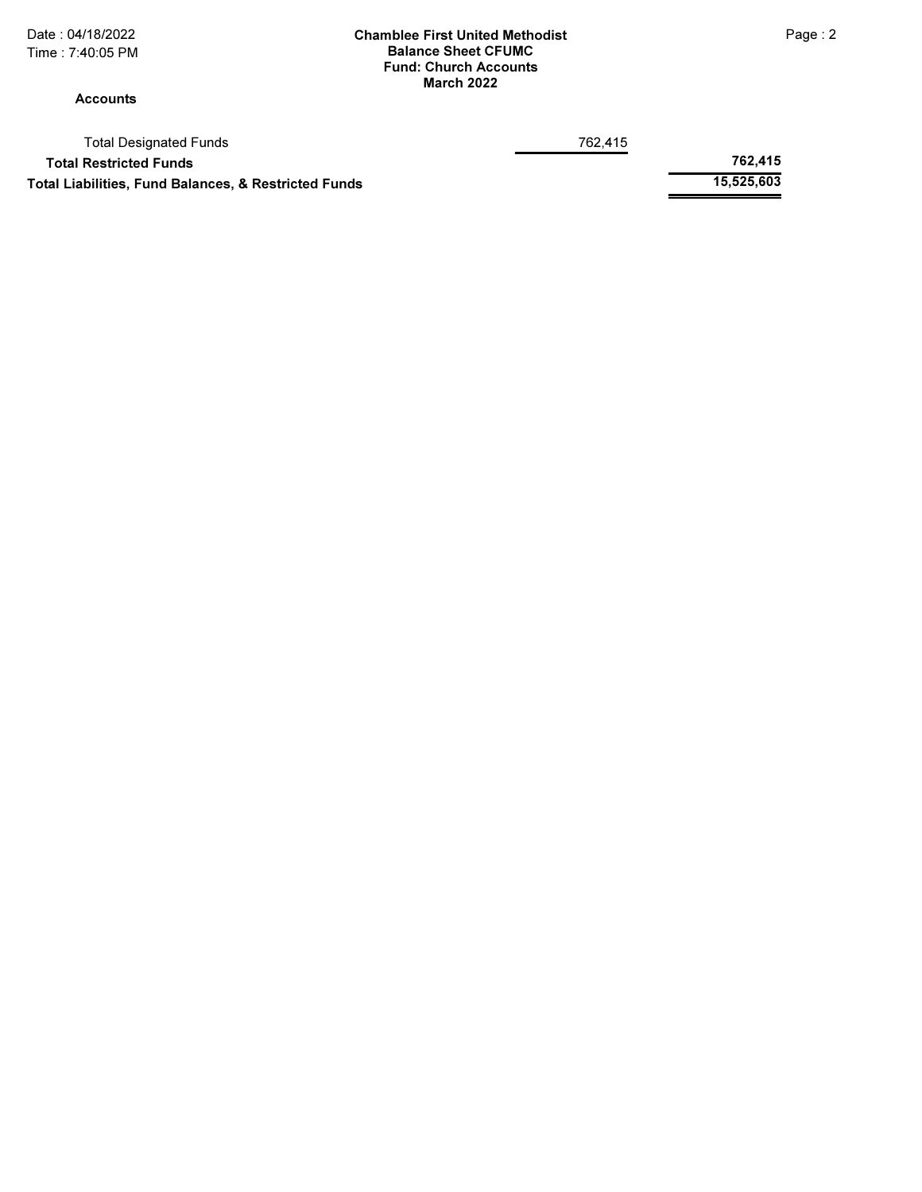**Accounts**

| | | |
|---|---|---|
| Total Designated Funds | 762,415 | |
| **Total Restricted Funds** | | **762,415** |
| **Total Liabilities, Fund Balances, & Restricted Funds** | | **15,525,603** |